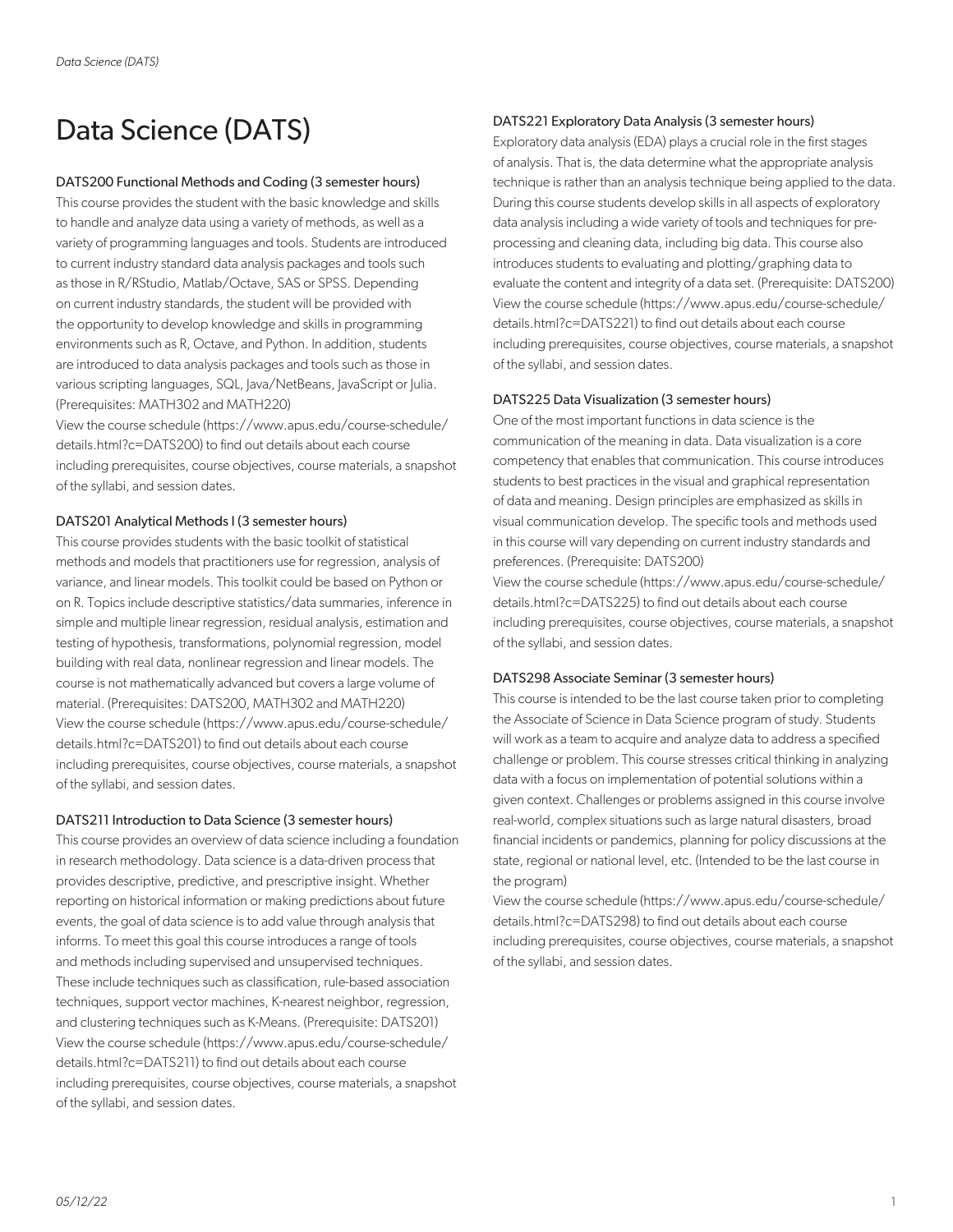# Data Science (DATS)

### DATS200 Functional Methods and Coding (3 semester hours)

This course provides the student with the basic knowledge and skills to handle and analyze data using a variety of methods, as well as a variety of programming languages and tools. Students are introduced to current industry standard data analysis packages and tools such as those in R/RStudio, Matlab/Octave, SAS or SPSS. Depending on current industry standards, the student will be provided with the opportunity to develop knowledge and skills in programming environments such as R, Octave, and Python. In addition, students are introduced to data analysis packages and tools such as those in various scripting languages, SQL, Java/NetBeans, JavaScript or Julia. (Prerequisites: MATH302 and MATH220)
View the course schedule (https://www.apus.edu/course-schedule/details.html?c=DATS200) to find out details about each course including prerequisites, course objectives, course materials, a snapshot of the syllabi, and session dates.

### DATS201 Analytical Methods I (3 semester hours)

This course provides students with the basic toolkit of statistical methods and models that practitioners use for regression, analysis of variance, and linear models. This toolkit could be based on Python or on R. Topics include descriptive statistics/data summaries, inference in simple and multiple linear regression, residual analysis, estimation and testing of hypothesis, transformations, polynomial regression, model building with real data, nonlinear regression and linear models. The course is not mathematically advanced but covers a large volume of material. (Prerequisites: DATS200, MATH302 and MATH220)
View the course schedule (https://www.apus.edu/course-schedule/details.html?c=DATS201) to find out details about each course including prerequisites, course objectives, course materials, a snapshot of the syllabi, and session dates.

### DATS211 Introduction to Data Science (3 semester hours)

This course provides an overview of data science including a foundation in research methodology. Data science is a data-driven process that provides descriptive, predictive, and prescriptive insight. Whether reporting on historical information or making predictions about future events, the goal of data science is to add value through analysis that informs. To meet this goal this course introduces a range of tools and methods including supervised and unsupervised techniques. These include techniques such as classification, rule-based association techniques, support vector machines, K-nearest neighbor, regression, and clustering techniques such as K-Means. (Prerequisite: DATS201)
View the course schedule (https://www.apus.edu/course-schedule/details.html?c=DATS211) to find out details about each course including prerequisites, course objectives, course materials, a snapshot of the syllabi, and session dates.

### DATS221 Exploratory Data Analysis (3 semester hours)

Exploratory data analysis (EDA) plays a crucial role in the first stages of analysis. That is, the data determine what the appropriate analysis technique is rather than an analysis technique being applied to the data. During this course students develop skills in all aspects of exploratory data analysis including a wide variety of tools and techniques for pre-processing and cleaning data, including big data. This course also introduces students to evaluating and plotting/graphing data to evaluate the content and integrity of a data set. (Prerequisite: DATS200)
View the course schedule (https://www.apus.edu/course-schedule/details.html?c=DATS221) to find out details about each course including prerequisites, course objectives, course materials, a snapshot of the syllabi, and session dates.

### DATS225 Data Visualization (3 semester hours)

One of the most important functions in data science is the communication of the meaning in data. Data visualization is a core competency that enables that communication. This course introduces students to best practices in the visual and graphical representation of data and meaning. Design principles are emphasized as skills in visual communication develop. The specific tools and methods used in this course will vary depending on current industry standards and preferences. (Prerequisite: DATS200)
View the course schedule (https://www.apus.edu/course-schedule/details.html?c=DATS225) to find out details about each course including prerequisites, course objectives, course materials, a snapshot of the syllabi, and session dates.

### DATS298 Associate Seminar (3 semester hours)

This course is intended to be the last course taken prior to completing the Associate of Science in Data Science program of study. Students will work as a team to acquire and analyze data to address a specified challenge or problem. This course stresses critical thinking in analyzing data with a focus on implementation of potential solutions within a given context. Challenges or problems assigned in this course involve real-world, complex situations such as large natural disasters, broad financial incidents or pandemics, planning for policy discussions at the state, regional or national level, etc. (Intended to be the last course in the program)
View the course schedule (https://www.apus.edu/course-schedule/details.html?c=DATS298) to find out details about each course including prerequisites, course objectives, course materials, a snapshot of the syllabi, and session dates.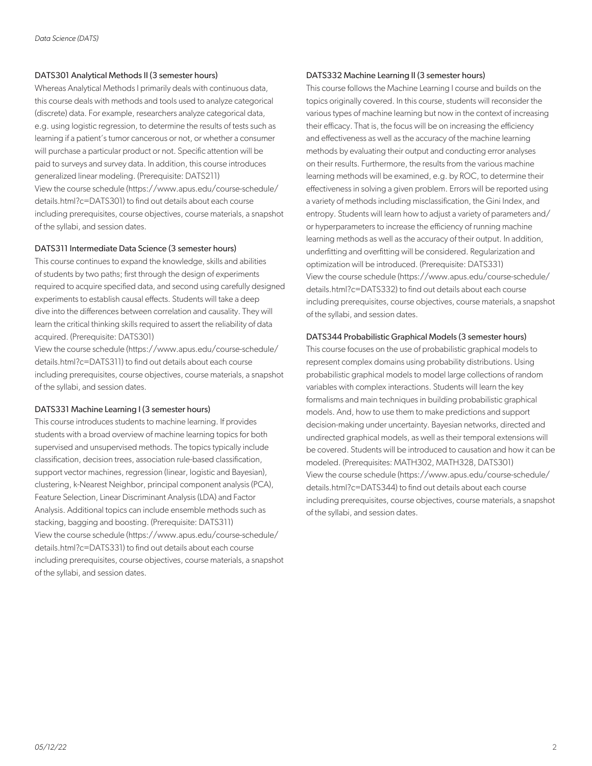### DATS301 Analytical Methods II (3 semester hours)

Whereas Analytical Methods I primarily deals with continuous data, this course deals with methods and tools used to analyze categorical (discrete) data. For example, researchers analyze categorical data, e.g. using logistic regression, to determine the results of tests such as learning if a patient's tumor cancerous or not, or whether a consumer will purchase a particular product or not. Specific attention will be paid to surveys and survey data. In addition, this course introduces generalized linear modeling. (Prerequisite: DATS211)
View the course schedule (https://www.apus.edu/course-schedule/details.html?c=DATS301) to find out details about each course including prerequisites, course objectives, course materials, a snapshot of the syllabi, and session dates.

### DATS311 Intermediate Data Science (3 semester hours)

This course continues to expand the knowledge, skills and abilities of students by two paths; first through the design of experiments required to acquire specified data, and second using carefully designed experiments to establish causal effects. Students will take a deep dive into the differences between correlation and causality. They will learn the critical thinking skills required to assert the reliability of data acquired. (Prerequisite: DATS301)
View the course schedule (https://www.apus.edu/course-schedule/details.html?c=DATS311) to find out details about each course including prerequisites, course objectives, course materials, a snapshot of the syllabi, and session dates.

### DATS331 Machine Learning I (3 semester hours)

This course introduces students to machine learning. If provides students with a broad overview of machine learning topics for both supervised and unsupervised methods. The topics typically include classification, decision trees, association rule-based classification, support vector machines, regression (linear, logistic and Bayesian), clustering, k-Nearest Neighbor, principal component analysis (PCA), Feature Selection, Linear Discriminant Analysis (LDA) and Factor Analysis. Additional topics can include ensemble methods such as stacking, bagging and boosting. (Prerequisite: DATS311)
View the course schedule (https://www.apus.edu/course-schedule/details.html?c=DATS331) to find out details about each course including prerequisites, course objectives, course materials, a snapshot of the syllabi, and session dates.

### DATS332 Machine Learning II (3 semester hours)

This course follows the Machine Learning I course and builds on the topics originally covered. In this course, students will reconsider the various types of machine learning but now in the context of increasing their efficacy. That is, the focus will be on increasing the efficiency and effectiveness as well as the accuracy of the machine learning methods by evaluating their output and conducting error analyses on their results. Furthermore, the results from the various machine learning methods will be examined, e.g. by ROC, to determine their effectiveness in solving a given problem. Errors will be reported using a variety of methods including misclassification, the Gini Index, and entropy. Students will learn how to adjust a variety of parameters and/or hyperparameters to increase the efficiency of running machine learning methods as well as the accuracy of their output. In addition, underfitting and overfitting will be considered. Regularization and optimization will be introduced. (Prerequisite: DATS331)
View the course schedule (https://www.apus.edu/course-schedule/details.html?c=DATS332) to find out details about each course including prerequisites, course objectives, course materials, a snapshot of the syllabi, and session dates.

### DATS344 Probabilistic Graphical Models (3 semester hours)

This course focuses on the use of probabilistic graphical models to represent complex domains using probability distributions. Using probabilistic graphical models to model large collections of random variables with complex interactions. Students will learn the key formalisms and main techniques in building probabilistic graphical models. And, how to use them to make predictions and support decision-making under uncertainty. Bayesian networks, directed and undirected graphical models, as well as their temporal extensions will be covered. Students will be introduced to causation and how it can be modeled. (Prerequisites: MATH302, MATH328, DATS301)
View the course schedule (https://www.apus.edu/course-schedule/details.html?c=DATS344) to find out details about each course including prerequisites, course objectives, course materials, a snapshot of the syllabi, and session dates.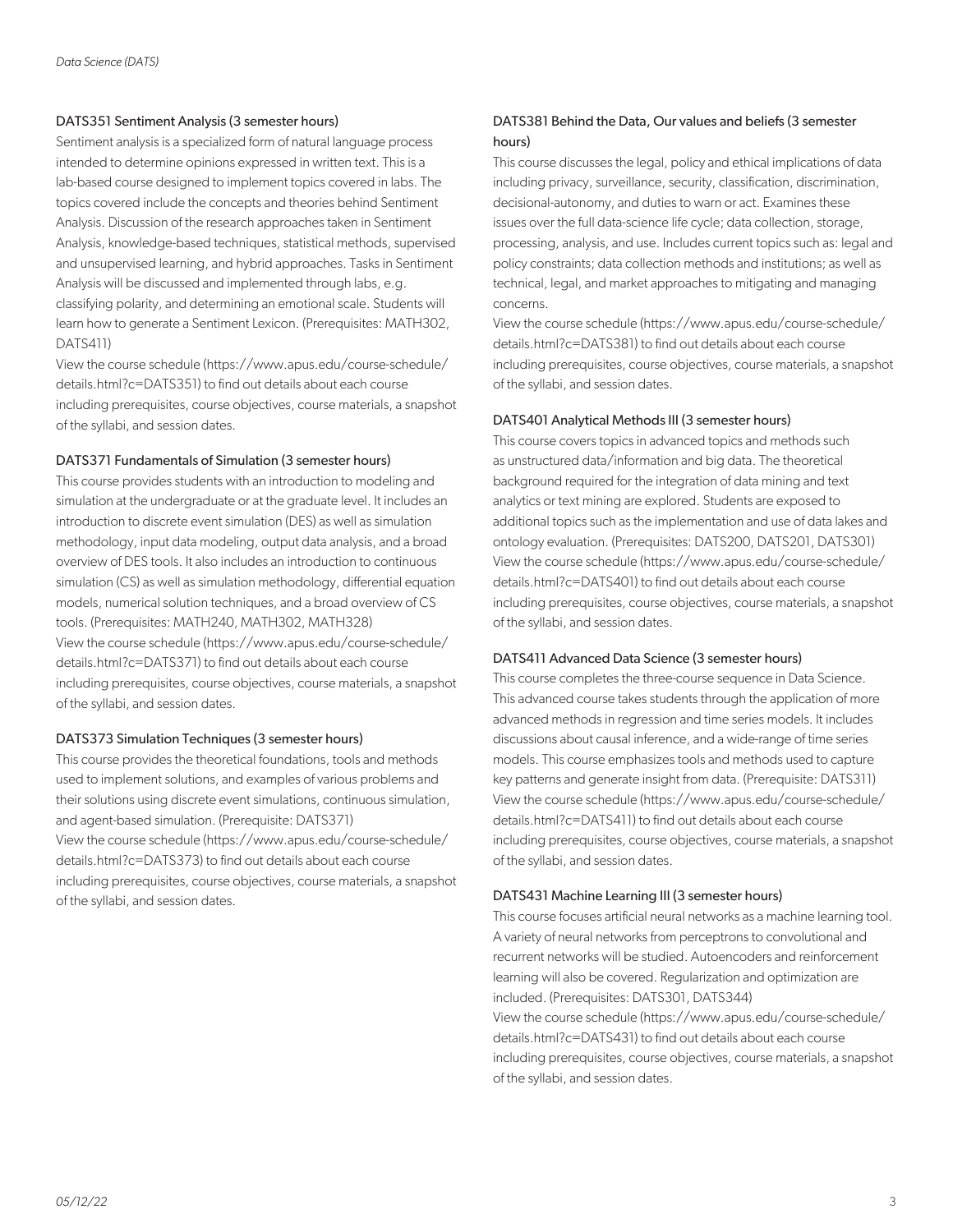#### DATS351 Sentiment Analysis (3 semester hours)

Sentiment analysis is a specialized form of natural language process intended to determine opinions expressed in written text. This is a lab-based course designed to implement topics covered in labs. The topics covered include the concepts and theories behind Sentiment Analysis. Discussion of the research approaches taken in Sentiment Analysis, knowledge-based techniques, statistical methods, supervised and unsupervised learning, and hybrid approaches. Tasks in Sentiment Analysis will be discussed and implemented through labs, e.g. classifying polarity, and determining an emotional scale. Students will learn how to generate a Sentiment Lexicon. (Prerequisites: MATH302, DATS411)

View the course schedule (https://www.apus.edu/course-schedule/details.html?c=DATS351) to find out details about each course including prerequisites, course objectives, course materials, a snapshot of the syllabi, and session dates.

#### DATS371 Fundamentals of Simulation (3 semester hours)

This course provides students with an introduction to modeling and simulation at the undergraduate or at the graduate level. It includes an introduction to discrete event simulation (DES) as well as simulation methodology, input data modeling, output data analysis, and a broad overview of DES tools. It also includes an introduction to continuous simulation (CS) as well as simulation methodology, differential equation models, numerical solution techniques, and a broad overview of CS tools. (Prerequisites: MATH240, MATH302, MATH328)

View the course schedule (https://www.apus.edu/course-schedule/details.html?c=DATS371) to find out details about each course including prerequisites, course objectives, course materials, a snapshot of the syllabi, and session dates.

#### DATS373 Simulation Techniques (3 semester hours)

This course provides the theoretical foundations, tools and methods used to implement solutions, and examples of various problems and their solutions using discrete event simulations, continuous simulation, and agent-based simulation. (Prerequisite: DATS371)

View the course schedule (https://www.apus.edu/course-schedule/details.html?c=DATS373) to find out details about each course including prerequisites, course objectives, course materials, a snapshot of the syllabi, and session dates.

#### DATS381 Behind the Data, Our values and beliefs (3 semester hours)

This course discusses the legal, policy and ethical implications of data including privacy, surveillance, security, classification, discrimination, decisional-autonomy, and duties to warn or act. Examines these issues over the full data-science life cycle; data collection, storage, processing, analysis, and use. Includes current topics such as: legal and policy constraints; data collection methods and institutions; as well as technical, legal, and market approaches to mitigating and managing concerns.

View the course schedule (https://www.apus.edu/course-schedule/details.html?c=DATS381) to find out details about each course including prerequisites, course objectives, course materials, a snapshot of the syllabi, and session dates.

#### DATS401 Analytical Methods III (3 semester hours)

This course covers topics in advanced topics and methods such as unstructured data/information and big data. The theoretical background required for the integration of data mining and text analytics or text mining are explored. Students are exposed to additional topics such as the implementation and use of data lakes and ontology evaluation. (Prerequisites: DATS200, DATS201, DATS301)

View the course schedule (https://www.apus.edu/course-schedule/details.html?c=DATS401) to find out details about each course including prerequisites, course objectives, course materials, a snapshot of the syllabi, and session dates.

#### DATS411 Advanced Data Science (3 semester hours)

This course completes the three-course sequence in Data Science. This advanced course takes students through the application of more advanced methods in regression and time series models. It includes discussions about causal inference, and a wide-range of time series models. This course emphasizes tools and methods used to capture key patterns and generate insight from data. (Prerequisite: DATS311)

View the course schedule (https://www.apus.edu/course-schedule/details.html?c=DATS411) to find out details about each course including prerequisites, course objectives, course materials, a snapshot of the syllabi, and session dates.

#### DATS431 Machine Learning III (3 semester hours)

This course focuses artificial neural networks as a machine learning tool. A variety of neural networks from perceptrons to convolutional and recurrent networks will be studied. Autoencoders and reinforcement learning will also be covered. Regularization and optimization are included. (Prerequisites: DATS301, DATS344)

View the course schedule (https://www.apus.edu/course-schedule/details.html?c=DATS431) to find out details about each course including prerequisites, course objectives, course materials, a snapshot of the syllabi, and session dates.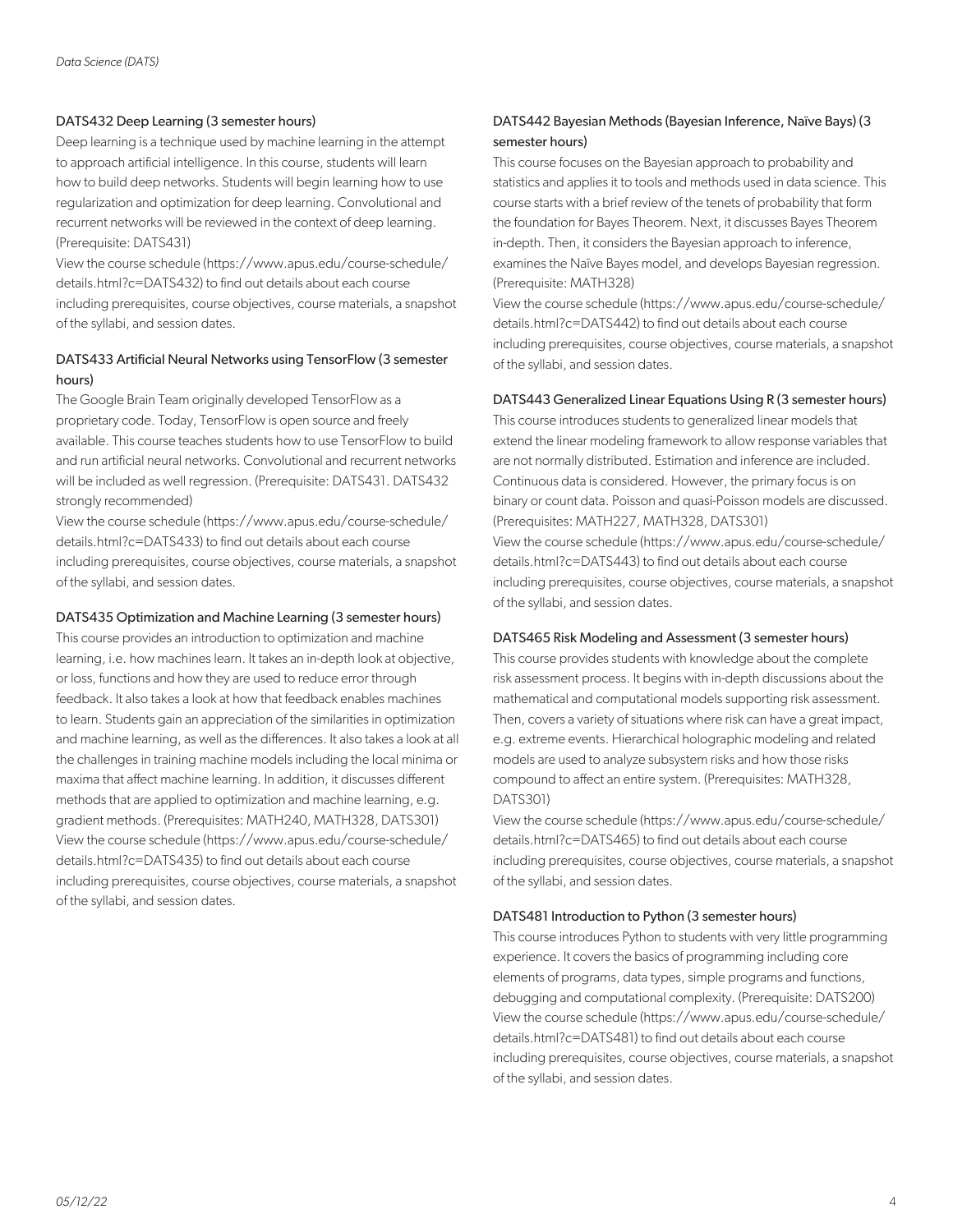### DATS432 Deep Learning (3 semester hours)

Deep learning is a technique used by machine learning in the attempt to approach artificial intelligence. In this course, students will learn how to build deep networks. Students will begin learning how to use regularization and optimization for deep learning. Convolutional and recurrent networks will be reviewed in the context of deep learning. (Prerequisite: DATS431)

View the course schedule (https://www.apus.edu/course-schedule/details.html?c=DATS432) to find out details about each course including prerequisites, course objectives, course materials, a snapshot of the syllabi, and session dates.

### DATS433 Artificial Neural Networks using TensorFlow (3 semester hours)

The Google Brain Team originally developed TensorFlow as a proprietary code. Today, TensorFlow is open source and freely available. This course teaches students how to use TensorFlow to build and run artificial neural networks. Convolutional and recurrent networks will be included as well regression. (Prerequisite: DATS431. DATS432 strongly recommended)

View the course schedule (https://www.apus.edu/course-schedule/details.html?c=DATS433) to find out details about each course including prerequisites, course objectives, course materials, a snapshot of the syllabi, and session dates.

### DATS435 Optimization and Machine Learning (3 semester hours)

This course provides an introduction to optimization and machine learning, i.e. how machines learn. It takes an in-depth look at objective, or loss, functions and how they are used to reduce error through feedback. It also takes a look at how that feedback enables machines to learn. Students gain an appreciation of the similarities in optimization and machine learning, as well as the differences. It also takes a look at all the challenges in training machine models including the local minima or maxima that affect machine learning. In addition, it discusses different methods that are applied to optimization and machine learning, e.g. gradient methods. (Prerequisites: MATH240, MATH328, DATS301)

View the course schedule (https://www.apus.edu/course-schedule/details.html?c=DATS435) to find out details about each course including prerequisites, course objectives, course materials, a snapshot of the syllabi, and session dates.

### DATS442 Bayesian Methods (Bayesian Inference, Naïve Bays) (3 semester hours)

This course focuses on the Bayesian approach to probability and statistics and applies it to tools and methods used in data science. This course starts with a brief review of the tenets of probability that form the foundation for Bayes Theorem. Next, it discusses Bayes Theorem in-depth. Then, it considers the Bayesian approach to inference, examines the Naïve Bayes model, and develops Bayesian regression. (Prerequisite: MATH328)

View the course schedule (https://www.apus.edu/course-schedule/details.html?c=DATS442) to find out details about each course including prerequisites, course objectives, course materials, a snapshot of the syllabi, and session dates.

### DATS443 Generalized Linear Equations Using R (3 semester hours)

This course introduces students to generalized linear models that extend the linear modeling framework to allow response variables that are not normally distributed. Estimation and inference are included. Continuous data is considered. However, the primary focus is on binary or count data. Poisson and quasi-Poisson models are discussed. (Prerequisites: MATH227, MATH328, DATS301)

View the course schedule (https://www.apus.edu/course-schedule/details.html?c=DATS443) to find out details about each course including prerequisites, course objectives, course materials, a snapshot of the syllabi, and session dates.

### DATS465 Risk Modeling and Assessment (3 semester hours)

This course provides students with knowledge about the complete risk assessment process. It begins with in-depth discussions about the mathematical and computational models supporting risk assessment. Then, covers a variety of situations where risk can have a great impact, e.g. extreme events. Hierarchical holographic modeling and related models are used to analyze subsystem risks and how those risks compound to affect an entire system. (Prerequisites: MATH328, DATS301)

View the course schedule (https://www.apus.edu/course-schedule/details.html?c=DATS465) to find out details about each course including prerequisites, course objectives, course materials, a snapshot of the syllabi, and session dates.

### DATS481 Introduction to Python (3 semester hours)

This course introduces Python to students with very little programming experience. It covers the basics of programming including core elements of programs, data types, simple programs and functions, debugging and computational complexity. (Prerequisite: DATS200)

View the course schedule (https://www.apus.edu/course-schedule/details.html?c=DATS481) to find out details about each course including prerequisites, course objectives, course materials, a snapshot of the syllabi, and session dates.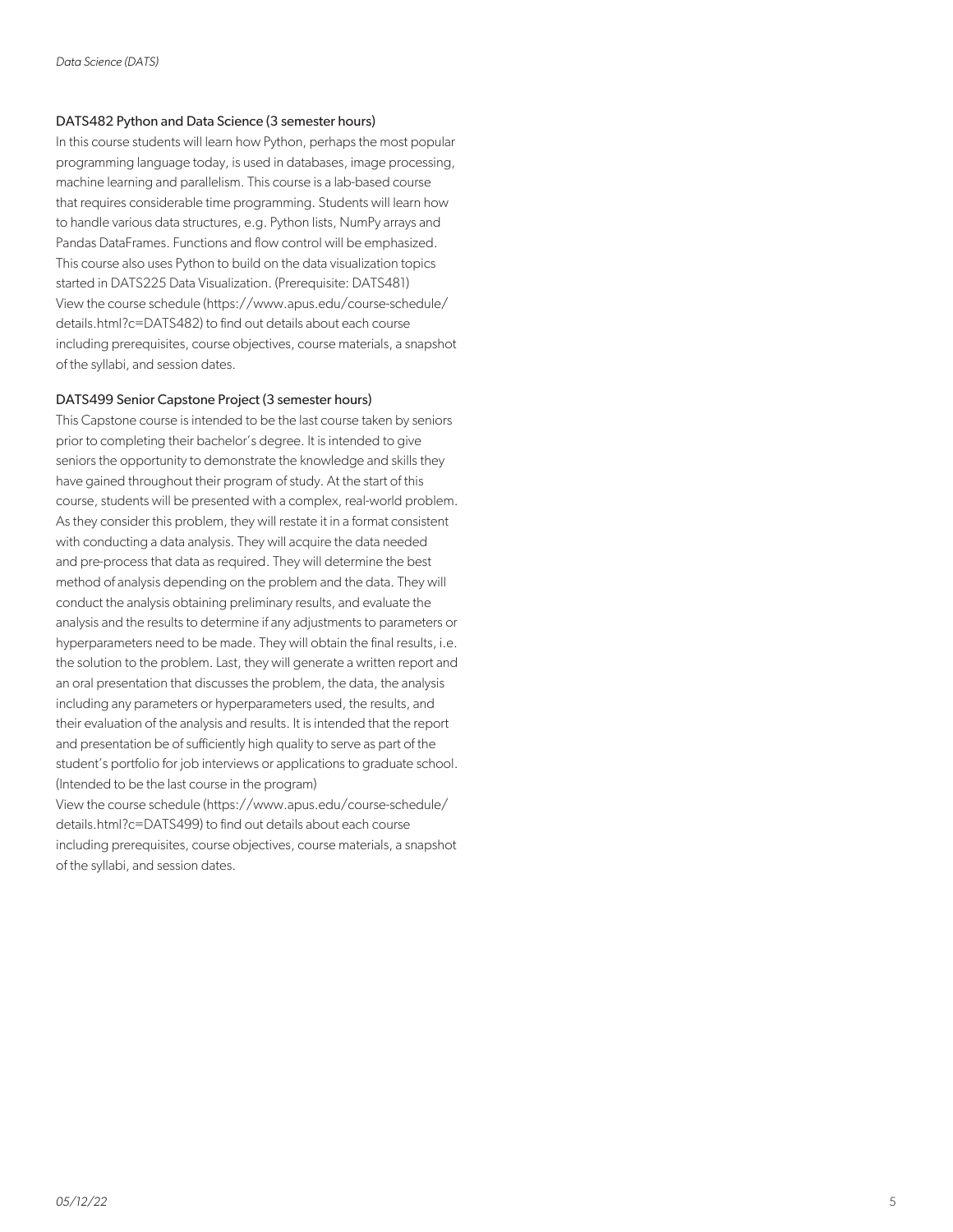#### DATS482 Python and Data Science (3 semester hours)

In this course students will learn how Python, perhaps the most popular programming language today, is used in databases, image processing, machine learning and parallelism. This course is a lab-based course that requires considerable time programming. Students will learn how to handle various data structures, e.g. Python lists, NumPy arrays and Pandas DataFrames. Functions and flow control will be emphasized. This course also uses Python to build on the data visualization topics started in DATS225 Data Visualization. (Prerequisite: DATS481)
View the course schedule (https://www.apus.edu/course-schedule/details.html?c=DATS482) to find out details about each course including prerequisites, course objectives, course materials, a snapshot of the syllabi, and session dates.

#### DATS499 Senior Capstone Project (3 semester hours)

This Capstone course is intended to be the last course taken by seniors prior to completing their bachelor's degree. It is intended to give seniors the opportunity to demonstrate the knowledge and skills they have gained throughout their program of study. At the start of this course, students will be presented with a complex, real-world problem. As they consider this problem, they will restate it in a format consistent with conducting a data analysis. They will acquire the data needed and pre-process that data as required. They will determine the best method of analysis depending on the problem and the data. They will conduct the analysis obtaining preliminary results, and evaluate the analysis and the results to determine if any adjustments to parameters or hyperparameters need to be made. They will obtain the final results, i.e. the solution to the problem. Last, they will generate a written report and an oral presentation that discusses the problem, the data, the analysis including any parameters or hyperparameters used, the results, and their evaluation of the analysis and results. It is intended that the report and presentation be of sufficiently high quality to serve as part of the student's portfolio for job interviews or applications to graduate school. (Intended to be the last course in the program)
View the course schedule (https://www.apus.edu/course-schedule/details.html?c=DATS499) to find out details about each course including prerequisites, course objectives, course materials, a snapshot of the syllabi, and session dates.